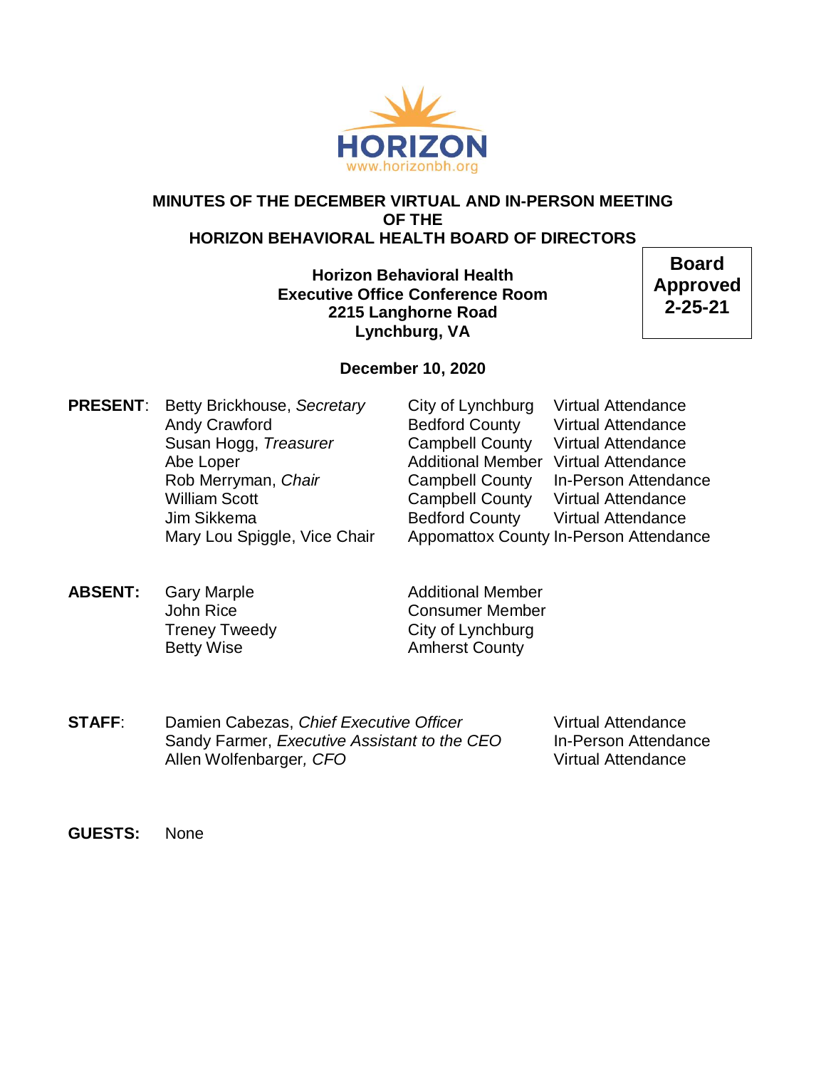HORIZON
www.horizonbh.org

# MINUTES OF THE DECEMBER VIRTUAL AND IN-PERSON MEETING OF THE HORIZON BEHAVIORAL HEALTH BOARD OF DIRECTORS

**Horizon Behavioral Health**
**Executive Office Conference Room**
**2215 Langhorne Road**
**Lynchburg, VA**

**Board Approved 2-25-21**

**December 10, 2020**

**PRESENT**:

| Name | Locality | Attendance |
|---|---|---|
| Betty Brickhouse, *Secretary* | City of Lynchburg | Virtual Attendance |
| Andy Crawford | Bedford County | Virtual Attendance |
| Susan Hogg, *Treasurer* | Campbell County | Virtual Attendance |
| Abe Loper | Additional Member | Virtual Attendance |
| Rob Merryman, *Chair* | Campbell County | In-Person Attendance |
| William Scott | Campbell County | Virtual Attendance |
| Jim Sikkema | Bedford County | Virtual Attendance |
| Mary Lou Spiggle, Vice Chair | Appomattox County | In-Person Attendance |

**ABSENT:**

| Name | Locality |
|---|---|
| Gary Marple | Additional Member |
| John Rice | Consumer Member |
| Treney Tweedy | City of Lynchburg |
| Betty Wise | Amherst County |

**STAFF**:

| Name | Attendance |
|---|---|
| Damien Cabezas, *Chief Executive Officer* | Virtual Attendance |
| Sandy Farmer, *Executive Assistant to the CEO* | In-Person Attendance |
| Allen Wolfenbarger, *CFO* | Virtual Attendance |

**GUESTS:** None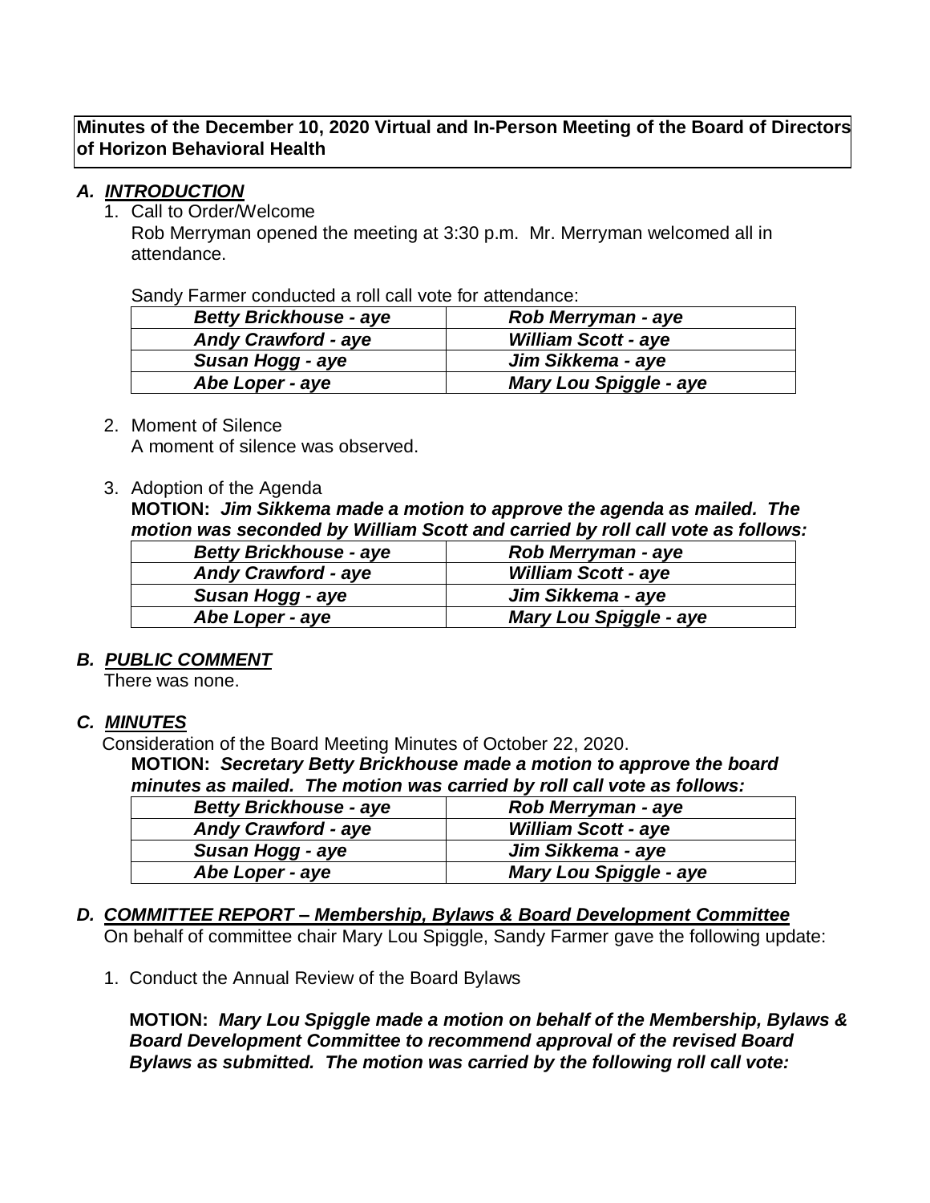**Minutes of the December 10, 2020 Virtual and In-Person Meeting of the Board of Directors of Horizon Behavioral Health**

### *A. INTRODUCTION*

1. Call to Order/Welcome

   Rob Merryman opened the meeting at 3:30 p.m. Mr. Merryman welcomed all in attendance.

   Sandy Farmer conducted a roll call vote for attendance:

| | |
|---|---|
| ***Betty Brickhouse - aye*** | ***Rob Merryman - aye*** |
| ***Andy Crawford - aye*** | ***William Scott - aye*** |
| ***Susan Hogg - aye*** | ***Jim Sikkema - aye*** |
| ***Abe Loper - aye*** | ***Mary Lou Spiggle - aye*** |

2. Moment of Silence

   A moment of silence was observed.

3. Adoption of the Agenda

   **MOTION:** ***Jim Sikkema made a motion to approve the agenda as mailed. The motion was seconded by William Scott and carried by roll call vote as follows:***

| | |
|---|---|
| ***Betty Brickhouse - aye*** | ***Rob Merryman - aye*** |
| ***Andy Crawford - aye*** | ***William Scott - aye*** |
| ***Susan Hogg - aye*** | ***Jim Sikkema - aye*** |
| ***Abe Loper - aye*** | ***Mary Lou Spiggle - aye*** |

### *B. PUBLIC COMMENT*

There was none.

### *C. MINUTES*

Consideration of the Board Meeting Minutes of October 22, 2020.

**MOTION:** ***Secretary Betty Brickhouse made a motion to approve the board minutes as mailed. The motion was carried by roll call vote as follows:***

| | |
|---|---|
| ***Betty Brickhouse - aye*** | ***Rob Merryman - aye*** |
| ***Andy Crawford - aye*** | ***William Scott - aye*** |
| ***Susan Hogg - aye*** | ***Jim Sikkema - aye*** |
| ***Abe Loper - aye*** | ***Mary Lou Spiggle - aye*** |

### *D. COMMITTEE REPORT – Membership, Bylaws & Board Development Committee*

On behalf of committee chair Mary Lou Spiggle, Sandy Farmer gave the following update:

1. Conduct the Annual Review of the Board Bylaws

   **MOTION:** ***Mary Lou Spiggle made a motion on behalf of the Membership, Bylaws & Board Development Committee to recommend approval of the revised Board Bylaws as submitted. The motion was carried by the following roll call vote:***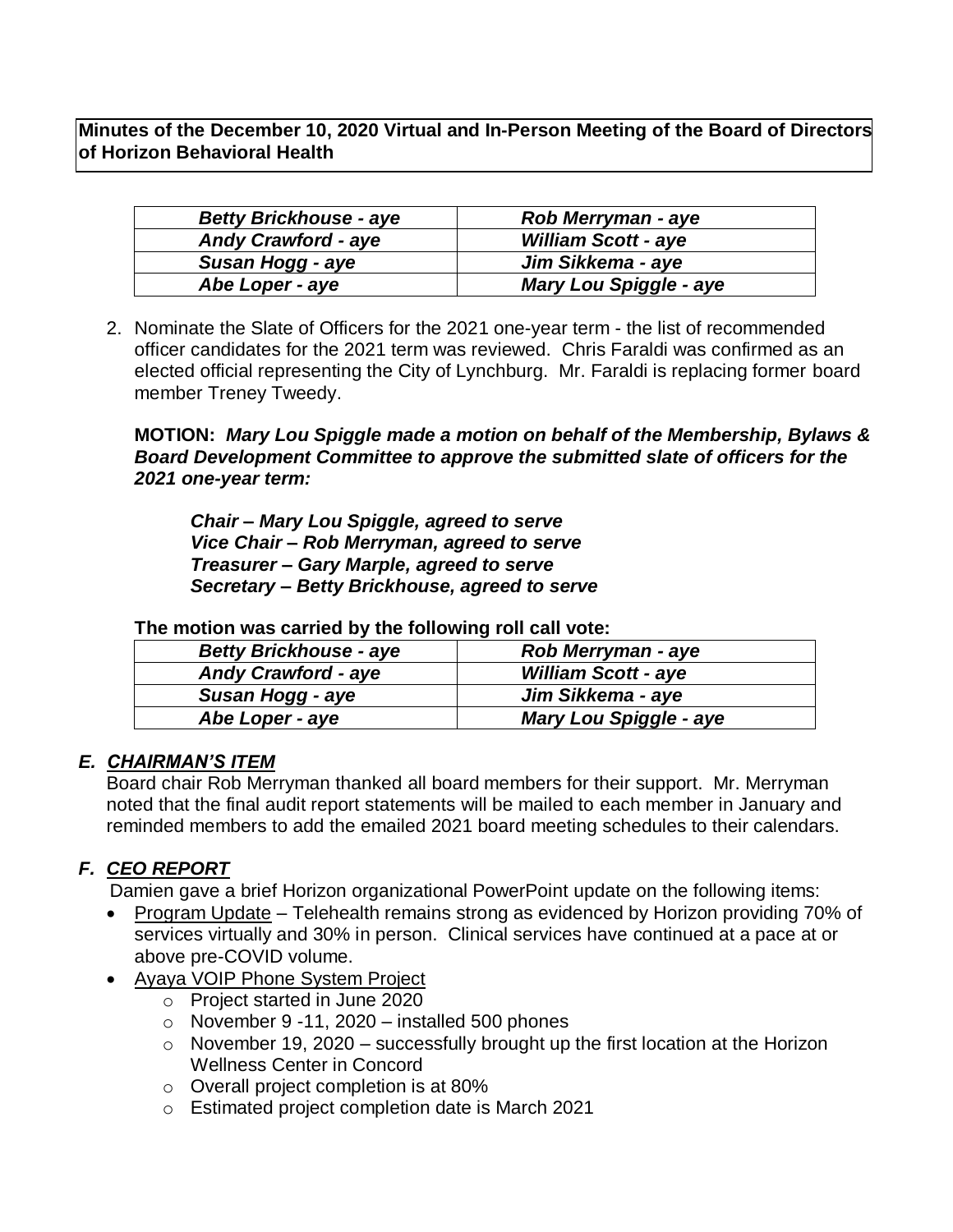**Minutes of the December 10, 2020 Virtual and In-Person Meeting of the Board of Directors of Horizon Behavioral Health**

| | |
|---|---|
| ***Betty Brickhouse - aye*** | ***Rob Merryman - aye*** |
| ***Andy Crawford - aye*** | ***William Scott - aye*** |
| ***Susan Hogg - aye*** | ***Jim Sikkema - aye*** |
| ***Abe Loper - aye*** | ***Mary Lou Spiggle - aye*** |

2. Nominate the Slate of Officers for the 2021 one-year term - the list of recommended officer candidates for the 2021 term was reviewed. Chris Faraldi was confirmed as an elected official representing the City of Lynchburg. Mr. Faraldi is replacing former board member Treney Tweedy.

   **MOTION:** ***Mary Lou Spiggle made a motion on behalf of the Membership, Bylaws & Board Development Committee to approve the submitted slate of officers for the 2021 one-year term:***

   ***Chair – Mary Lou Spiggle, agreed to serve***
   ***Vice Chair – Rob Merryman, agreed to serve***
   ***Treasurer – Gary Marple, agreed to serve***
   ***Secretary – Betty Brickhouse, agreed to serve***

   **The motion was carried by the following roll call vote:**

| | |
|---|---|
| ***Betty Brickhouse - aye*** | ***Rob Merryman - aye*** |
| ***Andy Crawford - aye*** | ***William Scott - aye*** |
| ***Susan Hogg - aye*** | ***Jim Sikkema - aye*** |
| ***Abe Loper - aye*** | ***Mary Lou Spiggle - aye*** |

### *E. CHAIRMAN'S ITEM*

Board chair Rob Merryman thanked all board members for their support. Mr. Merryman noted that the final audit report statements will be mailed to each member in January and reminded members to add the emailed 2021 board meeting schedules to their calendars.

### *F. CEO REPORT*

Damien gave a brief Horizon organizational PowerPoint update on the following items:

- Program Update – Telehealth remains strong as evidenced by Horizon providing 70% of services virtually and 30% in person. Clinical services have continued at a pace at or above pre-COVID volume.
- Ayaya VOIP Phone System Project
  - Project started in June 2020
  - November 9 -11, 2020 – installed 500 phones
  - November 19, 2020 – successfully brought up the first location at the Horizon Wellness Center in Concord
  - Overall project completion is at 80%
  - Estimated project completion date is March 2021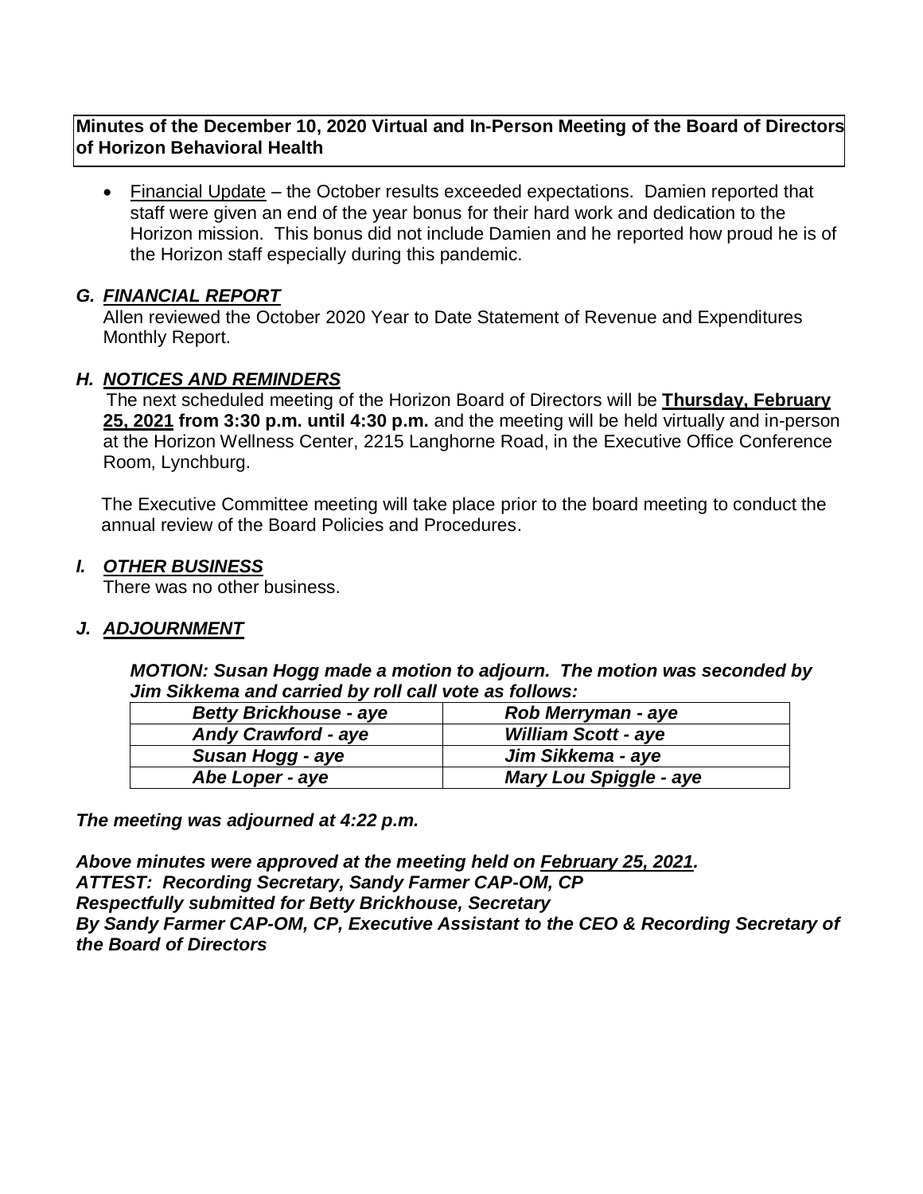**Minutes of the December 10, 2020 Virtual and In-Person Meeting of the Board of Directors of Horizon Behavioral Health**

- Financial Update – the October results exceeded expectations. Damien reported that staff were given an end of the year bonus for their hard work and dedication to the Horizon mission. This bonus did not include Damien and he reported how proud he is of the Horizon staff especially during this pandemic.

## *G. FINANCIAL REPORT*

Allen reviewed the October 2020 Year to Date Statement of Revenue and Expenditures Monthly Report.

## *H. NOTICES AND REMINDERS*

The next scheduled meeting of the Horizon Board of Directors will be **Thursday, February 25, 2021 from 3:30 p.m. until 4:30 p.m.** and the meeting will be held virtually and in-person at the Horizon Wellness Center, 2215 Langhorne Road, in the Executive Office Conference Room, Lynchburg.

The Executive Committee meeting will take place prior to the board meeting to conduct the annual review of the Board Policies and Procedures.

## *I. OTHER BUSINESS*

There was no other business.

## *J. ADJOURNMENT*

***MOTION: Susan Hogg made a motion to adjourn. The motion was seconded by Jim Sikkema and carried by roll call vote as follows:***

| | |
|---|---|
| ***Betty Brickhouse - aye*** | ***Rob Merryman - aye*** |
| ***Andy Crawford - aye*** | ***William Scott - aye*** |
| ***Susan Hogg - aye*** | ***Jim Sikkema - aye*** |
| ***Abe Loper - aye*** | ***Mary Lou Spiggle - aye*** |

***The meeting was adjourned at 4:22 p.m.***

***Above minutes were approved at the meeting held on February 25, 2021.***
***ATTEST: Recording Secretary, Sandy Farmer CAP-OM, CP***
***Respectfully submitted for Betty Brickhouse, Secretary***
***By Sandy Farmer CAP-OM, CP, Executive Assistant to the CEO & Recording Secretary of the Board of Directors***